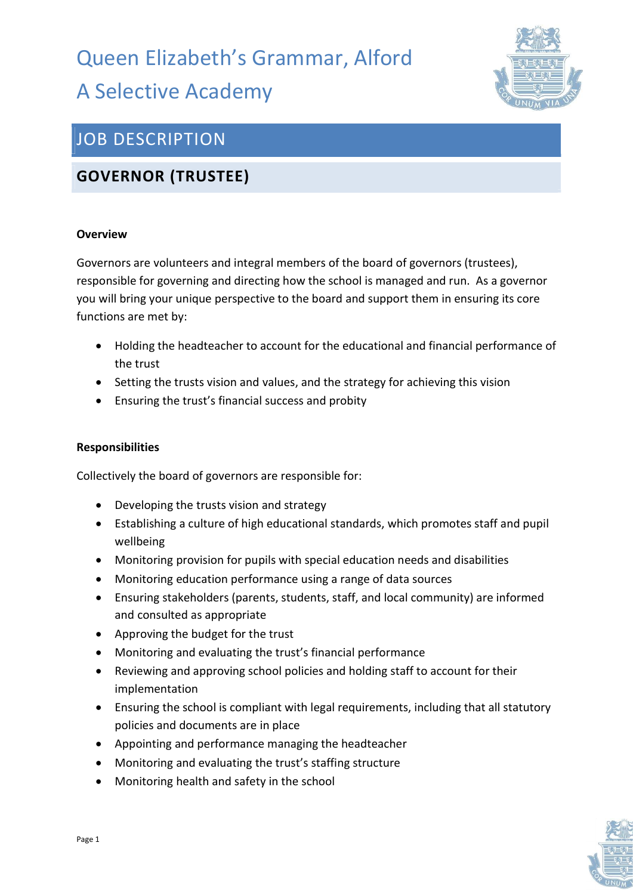# Queen Elizabeth's Grammar, Alford

# A Selective Academy

## JOB DESCRIPTION

## GOVERNOR (TRUSTEE)

**Overview**

Governors are volunteers and integral members of the board of governors (trustees), responsible for governing and directing how the school is managed and run. As a governor you will bring your unique perspective to the board and support them in ensuring its core functions are met by:

- Holding the headteacher to account for the educational and financial performance of the trust
- Setting the trusts vision and values, and the strategy for achieving this vision
- Ensuring the trust's financial success and probity

**Responsibilities**

Collectively the board of governors are responsible for:

- Developing the trusts vision and strategy
- Establishing a culture of high educational standards, which promotes staff and pupil wellbeing
- Monitoring provision for pupils with special education needs and disabilities
- Monitoring education performance using a range of data sources
- Ensuring stakeholders (parents, students, staff, and local community) are informed and consulted as appropriate
- Approving the budget for the trust
- Monitoring and evaluating the trust's financial performance
- Reviewing and approving school policies and holding staff to account for their implementation
- Ensuring the school is compliant with legal requirements, including that all statutory policies and documents are in place
- Appointing and performance managing the headteacher
- Monitoring and evaluating the trust's staffing structure
- Monitoring health and safety in the school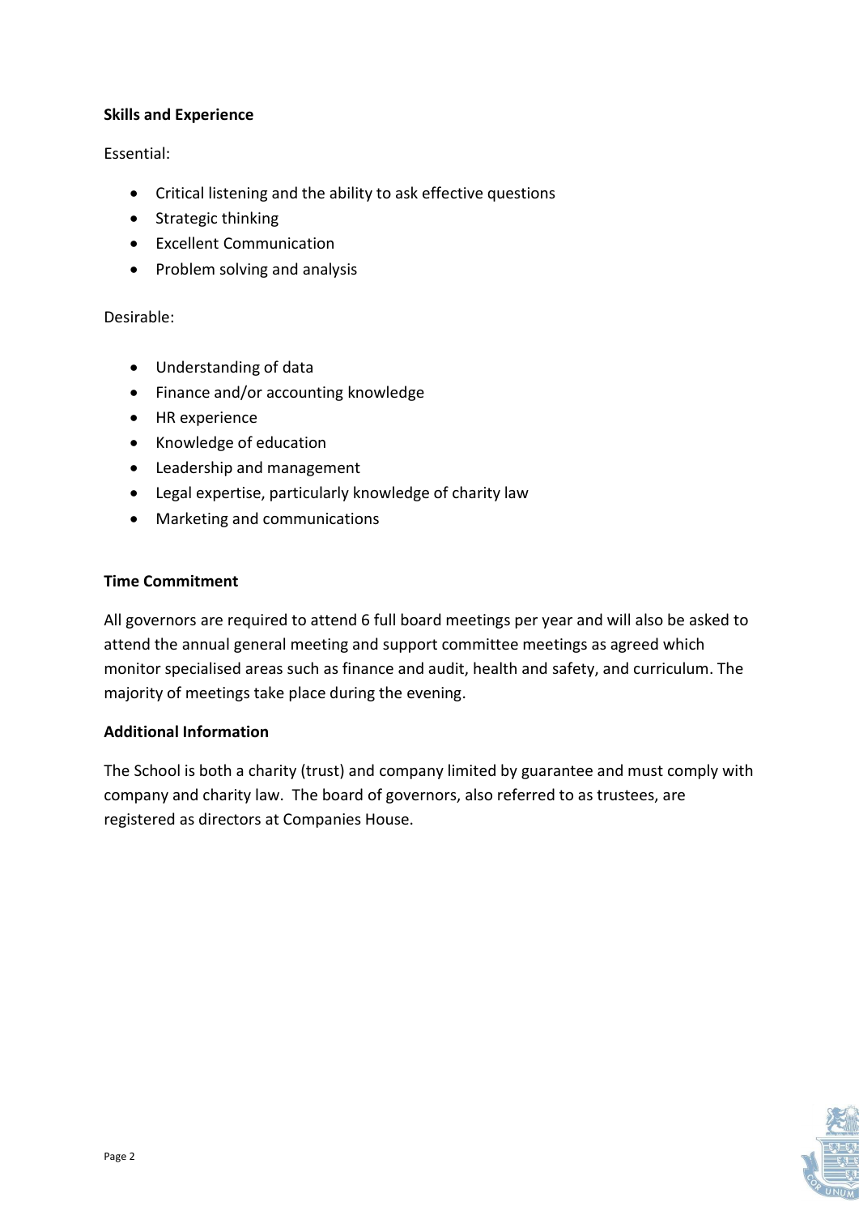**Skills and Experience**

Essential:

- Critical listening and the ability to ask effective questions
- Strategic thinking
- Excellent Communication
- Problem solving and analysis

Desirable:

- Understanding of data
- Finance and/or accounting knowledge
- HR experience
- Knowledge of education
- Leadership and management
- Legal expertise, particularly knowledge of charity law
- Marketing and communications

**Time Commitment**

All governors are required to attend 6 full board meetings per year and will also be asked to attend the annual general meeting and support committee meetings as agreed which monitor specialised areas such as finance and audit, health and safety, and curriculum. The majority of meetings take place during the evening.

**Additional Information**

The School is both a charity (trust) and company limited by guarantee and must comply with company and charity law. The board of governors, also referred to as trustees, are registered as directors at Companies House.